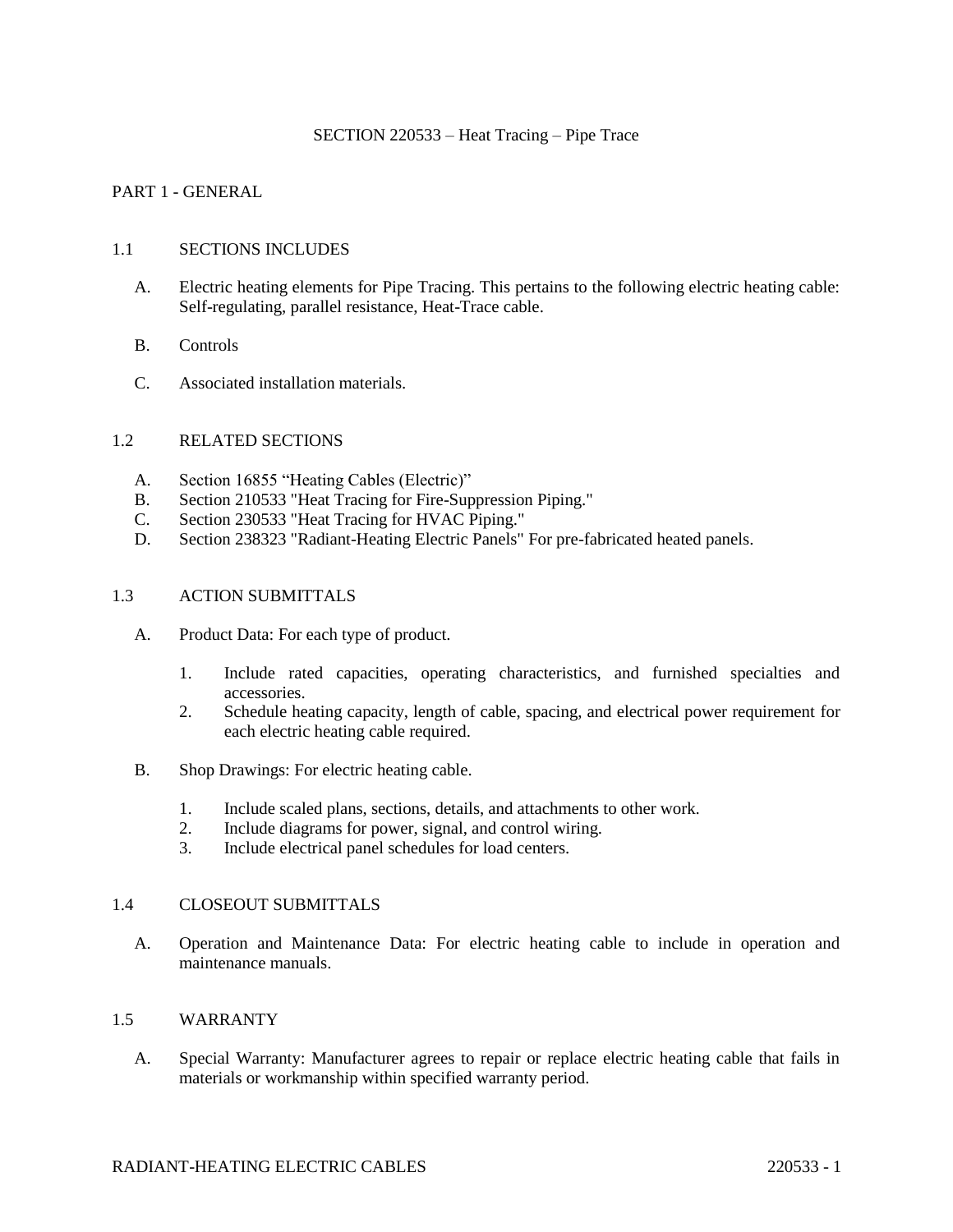# SECTION 220533 – Heat Tracing – Pipe Trace

## PART 1 - GENERAL

### 1.1 SECTIONS INCLUDES

A. Electric heating elements for Pipe Tracing. This pertains to the following electric heating cable: Self-regulating, parallel resistance, Heat-Trace cable.

B. Controls

C. Associated installation materials.

### 1.2 RELATED SECTIONS

A. Section 16855 "Heating Cables (Electric)"
B. Section 210533 "Heat Tracing for Fire-Suppression Piping."
C. Section 230533 "Heat Tracing for HVAC Piping."
D. Section 238323 "Radiant-Heating Electric Panels" For pre-fabricated heated panels.

### 1.3 ACTION SUBMITTALS

A. Product Data: For each type of product.

1. Include rated capacities, operating characteristics, and furnished specialties and accessories.
2. Schedule heating capacity, length of cable, spacing, and electrical power requirement for each electric heating cable required.

B. Shop Drawings: For electric heating cable.

1. Include scaled plans, sections, details, and attachments to other work.
2. Include diagrams for power, signal, and control wiring.
3. Include electrical panel schedules for load centers.

### 1.4 CLOSEOUT SUBMITTALS

A. Operation and Maintenance Data: For electric heating cable to include in operation and maintenance manuals.

### 1.5 WARRANTY

A. Special Warranty: Manufacturer agrees to repair or replace electric heating cable that fails in materials or workmanship within specified warranty period.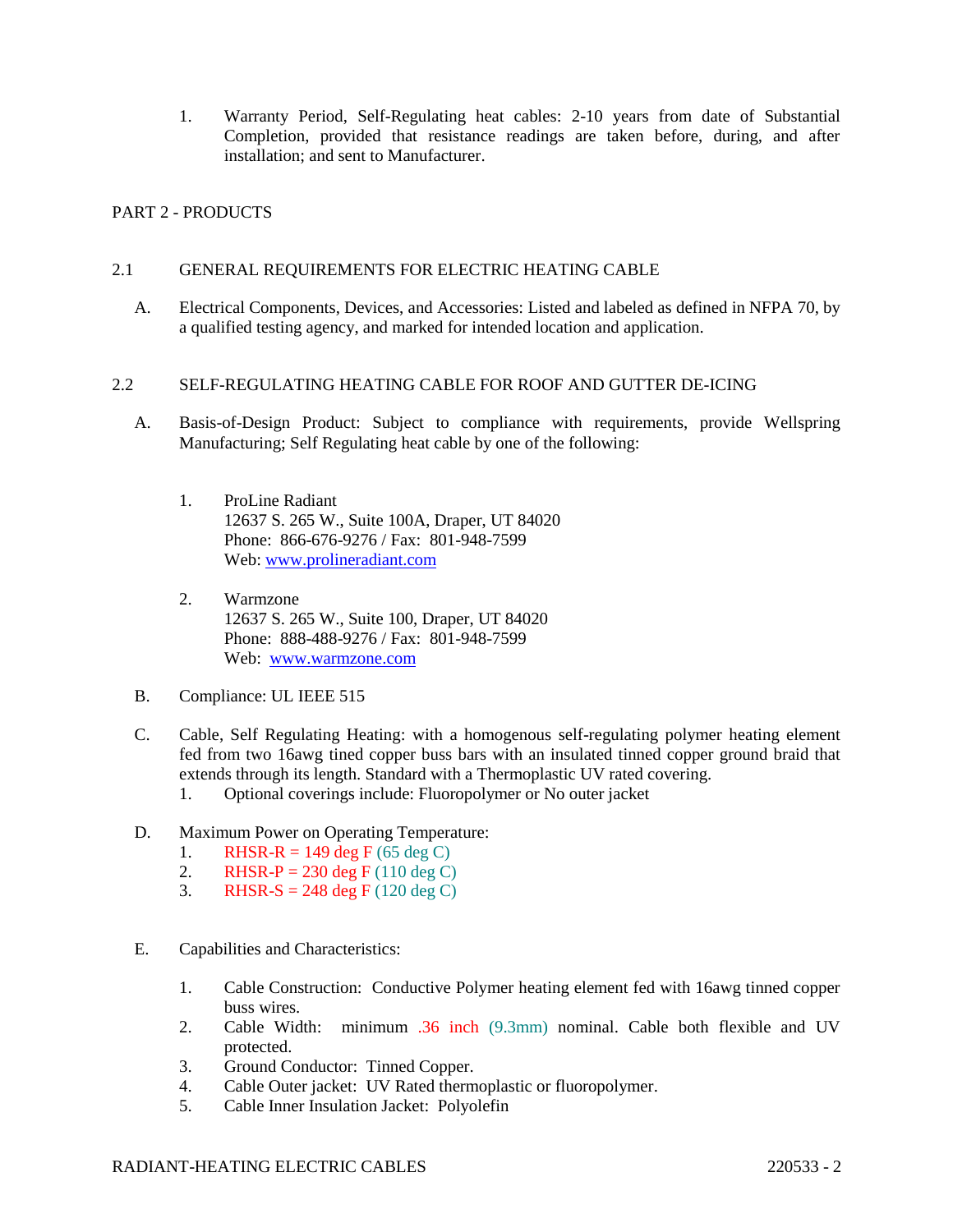1. Warranty Period, Self-Regulating heat cables: 2-10 years from date of Substantial Completion, provided that resistance readings are taken before, during, and after installation; and sent to Manufacturer.

## PART 2 - PRODUCTS

### 2.1 GENERAL REQUIREMENTS FOR ELECTRIC HEATING CABLE

A. Electrical Components, Devices, and Accessories: Listed and labeled as defined in NFPA 70, by a qualified testing agency, and marked for intended location and application.

### 2.2 SELF-REGULATING HEATING CABLE FOR ROOF AND GUTTER DE-ICING

A. Basis-of-Design Product: Subject to compliance with requirements, provide Wellspring Manufacturing; Self Regulating heat cable by one of the following:

1. ProLine Radiant
   12637 S. 265 W., Suite 100A, Draper, UT 84020
   Phone: 866-676-9276 / Fax: 801-948-7599
   Web: www.prolineradiant.com

2. Warmzone
   12637 S. 265 W., Suite 100, Draper, UT 84020
   Phone: 888-488-9276 / Fax: 801-948-7599
   Web: www.warmzone.com

B. Compliance: UL IEEE 515

C. Cable, Self Regulating Heating: with a homogenous self-regulating polymer heating element fed from two 16awg tined copper buss bars with an insulated tinned copper ground braid that extends through its length. Standard with a Thermoplastic UV rated covering.
   1. Optional coverings include: Fluoropolymer or No outer jacket

D. Maximum Power on Operating Temperature:
   1. RHSR-R = 149 deg F (65 deg C)
   2. RHSR-P = 230 deg F (110 deg C)
   3. RHSR-S = 248 deg F (120 deg C)

E. Capabilities and Characteristics:

1. Cable Construction: Conductive Polymer heating element fed with 16awg tinned copper buss wires.
2. Cable Width: minimum .36 inch (9.3mm) nominal. Cable both flexible and UV protected.
3. Ground Conductor: Tinned Copper.
4. Cable Outer jacket: UV Rated thermoplastic or fluoropolymer.
5. Cable Inner Insulation Jacket: Polyolefin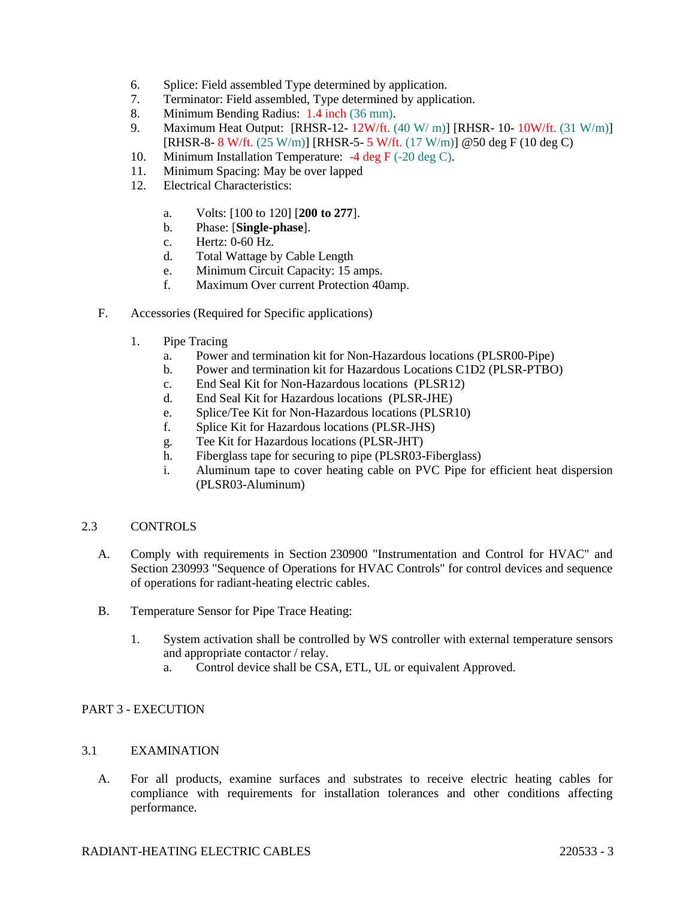6. Splice: Field assembled Type determined by application.
7. Terminator: Field assembled, Type determined by application.
8. Minimum Bending Radius: 1.4 inch (36 mm).
9. Maximum Heat Output: [RHSR-12- 12W/ft. (40 W/ m)] [RHSR- 10- 10W/ft. (31 W/m)] [RHSR-8- 8 W/ft. (25 W/m)] [RHSR-5- 5 W/ft. (17 W/m)] @50 deg F (10 deg C)
10. Minimum Installation Temperature: -4 deg F (-20 deg C).
11. Minimum Spacing: May be over lapped
12. Electrical Characteristics:

    a. Volts: [100 to 120] [**200 to 277**].
    b. Phase: [**Single-phase**].
    c. Hertz: 0-60 Hz.
    d. Total Wattage by Cable Length
    e. Minimum Circuit Capacity: 15 amps.
    f. Maximum Over current Protection 40amp.

F. Accessories (Required for Specific applications)

1. Pipe Tracing
    a. Power and termination kit for Non-Hazardous locations (PLSR00-Pipe)
    b. Power and termination kit for Hazardous Locations C1D2 (PLSR-PTBO)
    c. End Seal Kit for Non-Hazardous locations (PLSR12)
    d. End Seal Kit for Hazardous locations (PLSR-JHE)
    e. Splice/Tee Kit for Non-Hazardous locations (PLSR10)
    f. Splice Kit for Hazardous locations (PLSR-JHS)
    g. Tee Kit for Hazardous locations (PLSR-JHT)
    h. Fiberglass tape for securing to pipe (PLSR03-Fiberglass)
    i. Aluminum tape to cover heating cable on PVC Pipe for efficient heat dispersion (PLSR03-Aluminum)

## 2.3 CONTROLS

A. Comply with requirements in Section 230900 "Instrumentation and Control for HVAC" and Section 230993 "Sequence of Operations for HVAC Controls" for control devices and sequence of operations for radiant-heating electric cables.

B. Temperature Sensor for Pipe Trace Heating:

1. System activation shall be controlled by WS controller with external temperature sensors and appropriate contactor / relay.
    a. Control device shall be CSA, ETL, UL or equivalent Approved.

# PART 3 - EXECUTION

## 3.1 EXAMINATION

A. For all products, examine surfaces and substrates to receive electric heating cables for compliance with requirements for installation tolerances and other conditions affecting performance.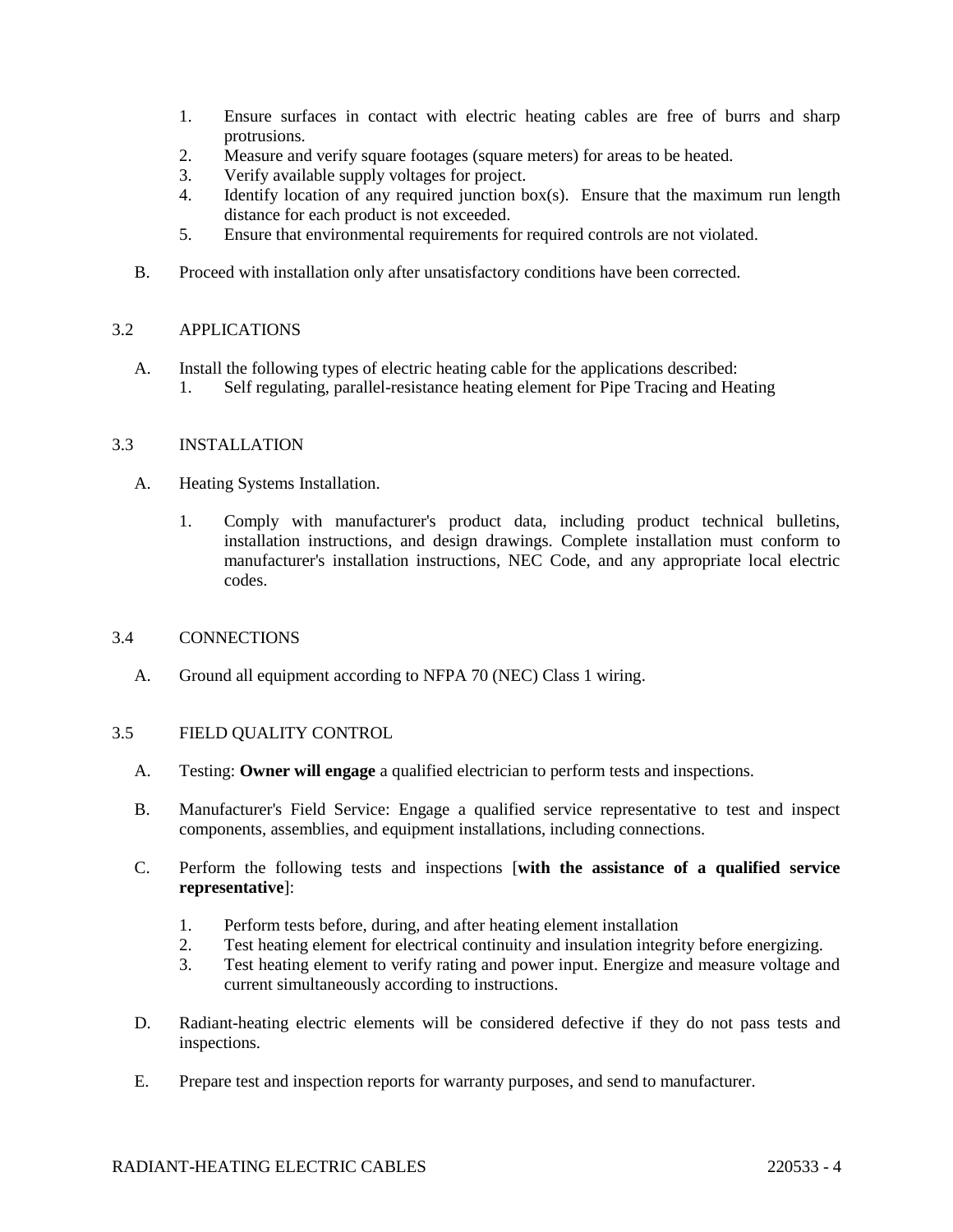1. Ensure surfaces in contact with electric heating cables are free of burrs and sharp protrusions.
2. Measure and verify square footages (square meters) for areas to be heated.
3. Verify available supply voltages for project.
4. Identify location of any required junction box(s). Ensure that the maximum run length distance for each product is not exceeded.
5. Ensure that environmental requirements for required controls are not violated.

B. Proceed with installation only after unsatisfactory conditions have been corrected.

## 3.2 APPLICATIONS

A. Install the following types of electric heating cable for the applications described:
   1. Self regulating, parallel-resistance heating element for Pipe Tracing and Heating

## 3.3 INSTALLATION

A. Heating Systems Installation.

   1. Comply with manufacturer's product data, including product technical bulletins, installation instructions, and design drawings. Complete installation must conform to manufacturer's installation instructions, NEC Code, and any appropriate local electric codes.

## 3.4 CONNECTIONS

A. Ground all equipment according to NFPA 70 (NEC) Class 1 wiring.

## 3.5 FIELD QUALITY CONTROL

A. Testing: **Owner will engage** a qualified electrician to perform tests and inspections.

B. Manufacturer's Field Service: Engage a qualified service representative to test and inspect components, assemblies, and equipment installations, including connections.

C. Perform the following tests and inspections [**with the assistance of a qualified service representative**]:

   1. Perform tests before, during, and after heating element installation
   2. Test heating element for electrical continuity and insulation integrity before energizing.
   3. Test heating element to verify rating and power input. Energize and measure voltage and current simultaneously according to instructions.

D. Radiant-heating electric elements will be considered defective if they do not pass tests and inspections.

E. Prepare test and inspection reports for warranty purposes, and send to manufacturer.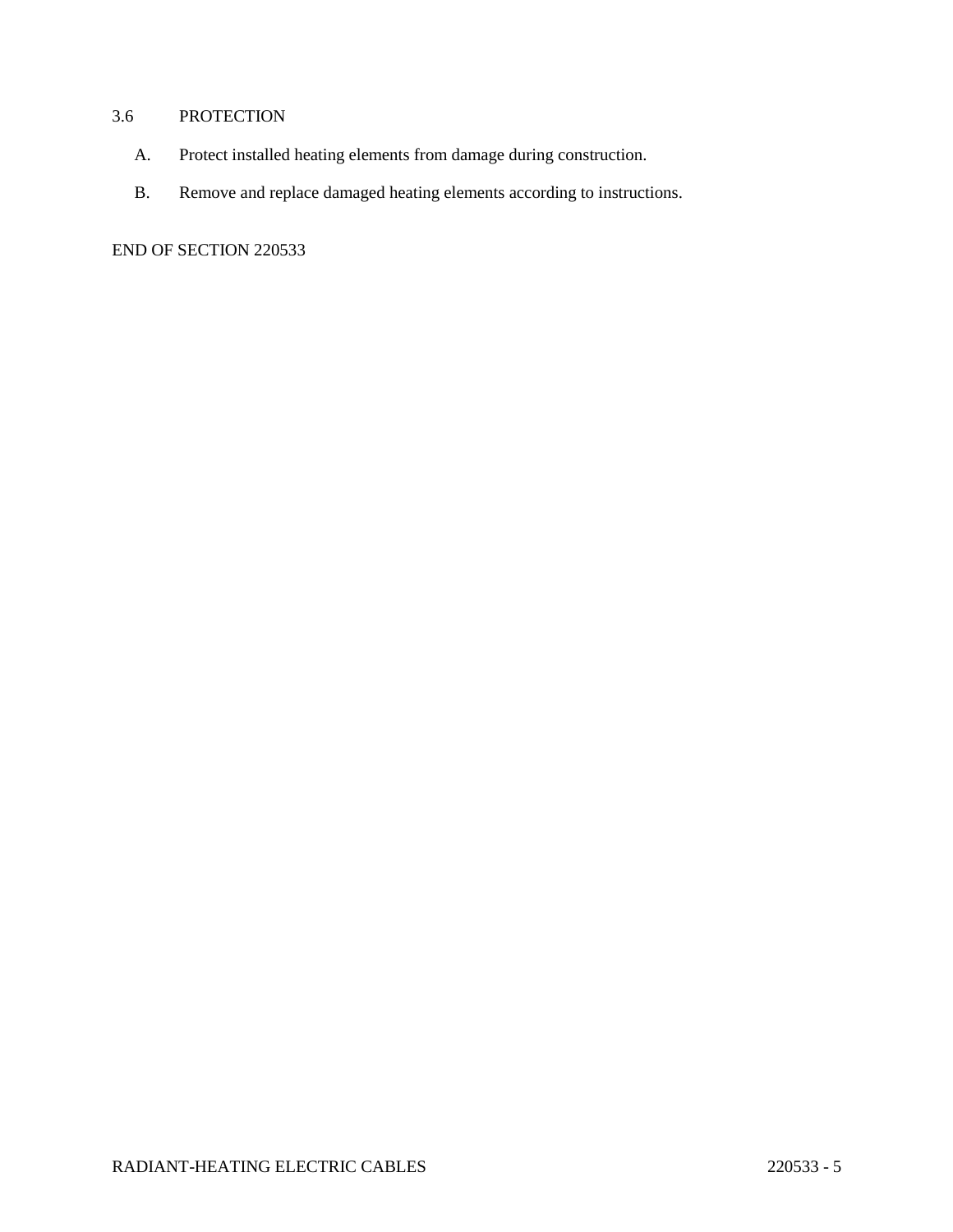## 3.6 PROTECTION

A. Protect installed heating elements from damage during construction.

B. Remove and replace damaged heating elements according to instructions.

END OF SECTION 220533